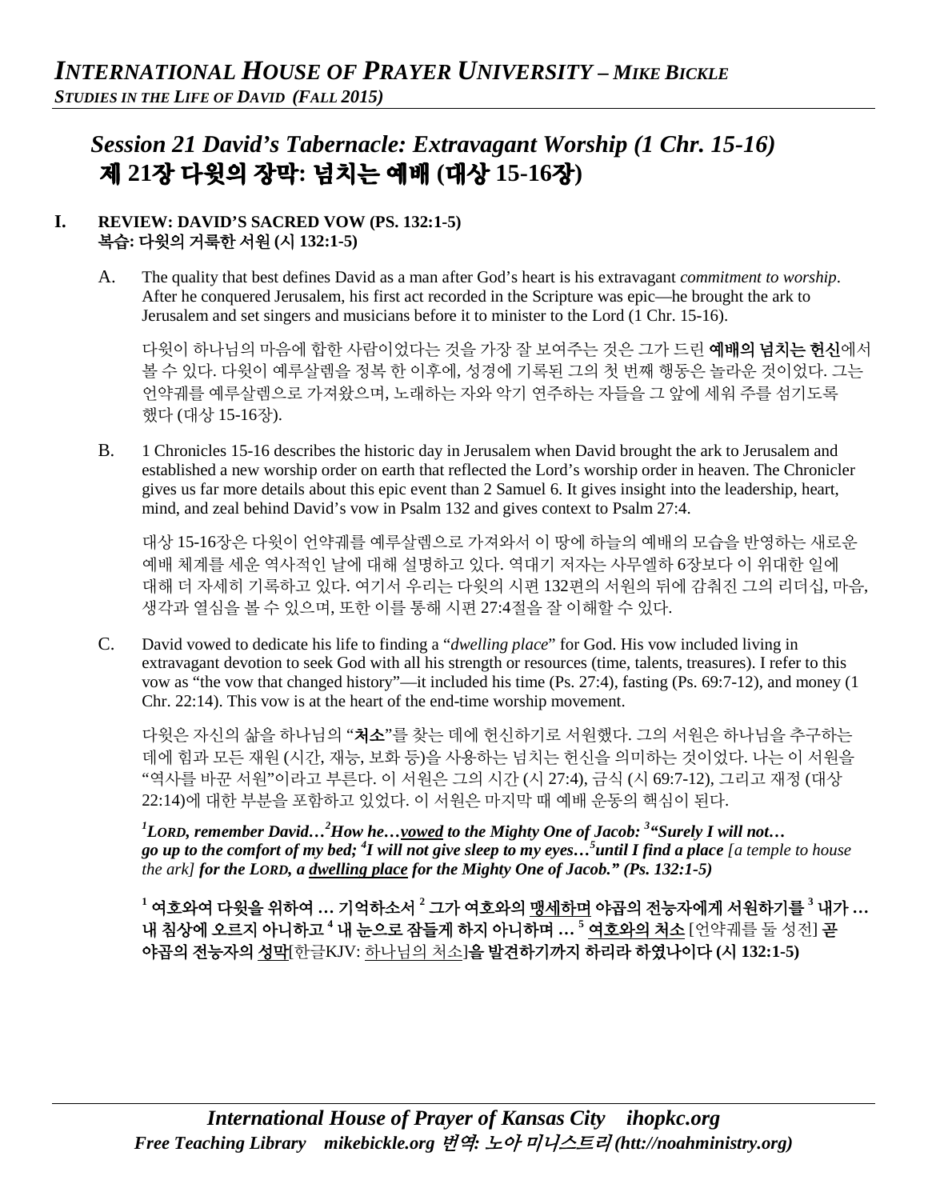# INTERNATIONAL HOUSE OF PRAYER UNIVERSITY – MIKE BICKLE
***STUDIES IN THE LIFE OF DAVID (FALL 2015)***

## *Session 21 David's Tabernacle: Extravagant Worship (1 Chr. 15-16)*
## 제 21장 다윗의 장막: 넘치는 예배 (대상 15-16장)

### I. REVIEW: DAVID'S SACRED VOW (PS. 132:1-5) 복습: 다윗의 거룩한 서원 (시 132:1-5)

A. The quality that best defines David as a man after God's heart is his extravagant *commitment to worship*. After he conquered Jerusalem, his first act recorded in the Scripture was epic—he brought the ark to Jerusalem and set singers and musicians before it to minister to the Lord (1 Chr. 15-16).

다윗이 하나님의 마음에 합한 사람이었다는 것을 가장 잘 보여주는 것은 그가 드린 **예배의 넘치는 헌신**에서 볼 수 있다. 다윗이 예루살렘을 정복 한 이후에, 성경에 기록된 그의 첫 번째 행동은 놀라운 것이었다. 그는 언약궤를 예루살렘으로 가져왔으며, 노래하는 자와 악기 연주하는 자들을 그 앞에 세워 주를 섬기도록 했다 (대상 15-16장).

B. 1 Chronicles 15-16 describes the historic day in Jerusalem when David brought the ark to Jerusalem and established a new worship order on earth that reflected the Lord's worship order in heaven. The Chronicler gives us far more details about this epic event than 2 Samuel 6. It gives insight into the leadership, heart, mind, and zeal behind David's vow in Psalm 132 and gives context to Psalm 27:4.

대상 15-16장은 다윗이 언약궤를 예루살렘으로 가져와서 이 땅에 하늘의 예배의 모습을 반영하는 새로운 예배 체계를 세운 역사적인 날에 대해 설명하고 있다. 역대기 저자는 사무엘하 6장보다 이 위대한 일에 대해 더 자세히 기록하고 있다. 여기서 우리는 다윗의 시편 132편의 서원의 뒤에 감춰진 그의 리더십, 마음, 생각과 열심을 볼 수 있으며, 또한 이를 통해 시편 27:4절을 잘 이해할 수 있다.

C. David vowed to dedicate his life to finding a "*dwelling place*" for God. His vow included living in extravagant devotion to seek God with all his strength or resources (time, talents, treasures). I refer to this vow as "the vow that changed history"—it included his time (Ps. 27:4), fasting (Ps. 69:7-12), and money (1 Chr. 22:14). This vow is at the heart of the end-time worship movement.

다윗은 자신의 삶을 하나님의 "**처소**"를 찾는 데에 헌신하기로 서원했다. 그의 서원은 하나님을 추구하는 데에 힘과 모든 재원 (시간, 재능, 보화 등)을 사용하는 넘치는 헌신을 의미하는 것이었다. 나는 이 서원을 "역사를 바꾼 서원"이라고 부른다. 이 서원은 그의 시간 (시 27:4), 금식 (시 69:7-12), 그리고 재정 (대상 22:14)에 대한 부분을 포함하고 있었다. 이 서원은 마지막 때 예배 운동의 핵심이 된다.

***[1]LORD, remember David…[2]How he…<u>vowed</u> to the Mighty One of Jacob: [3]"Surely I will not… go up to the comfort of my bed; [4]I will not give sleep to my eyes…[5]until I find a place** [a temple to house the ark]* ***for the LORD, a <u>dwelling place</u> for the Mighty One of Jacob." (Ps. 132:1-5)***

**[1] 여호와여 다윗을 위하여 … 기억하소서 [2] 그가 여호와의 <u>맹세하며</u> 야곱의 전능자에게 서원하기를 [3] 내가 … 내 침상에 오르지 아니하고 [4] 내 눈으로 잠들게 하지 아니하며 … [5] <u>여호와의 처소</u>** [언약궤를 둘 성전] **곧 야곱의 전능자의 <u>성막</u>**[한글KJV: <u>하나님의 처소</u>]**을 발견하기까지 하리라 하였나이다 (시 132:1-5)**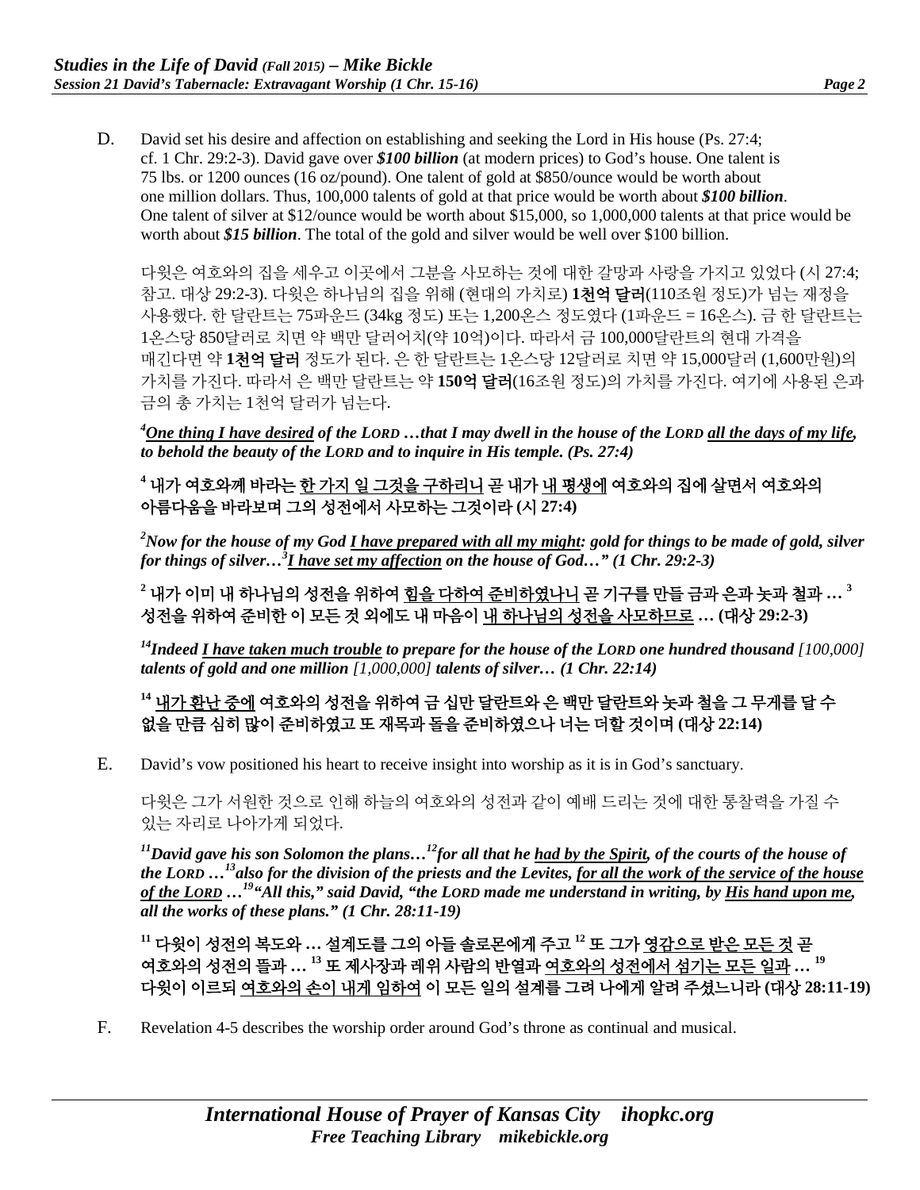D. David set his desire and affection on establishing and seeking the Lord in His house (Ps. 27:4; cf. 1 Chr. 29:2-3). David gave over ***$100 billion*** (at modern prices) to God's house. One talent is 75 lbs. or 1200 ounces (16 oz/pound). One talent of gold at $850/ounce would be worth about one million dollars. Thus, 100,000 talents of gold at that price would be worth about ***$100 billion***. One talent of silver at $12/ounce would be worth about $15,000, so 1,000,000 talents at that price would be worth about ***$15 billion***. The total of the gold and silver would be well over $100 billion.

다윗은 여호와의 집을 세우고 이곳에서 그분을 사모하는 것에 대한 갈망과 사랑을 가지고 있었다 (시 27:4; 참고. 대상 29:2-3). 다윗은 하나님의 집을 위해 (현대의 가치로) **1천억 달러**(110조원 정도)가 넘는 재정을 사용했다. 한 달란트는 75파운드 (34kg 정도) 또는 1,200온스 정도였다 (1파운드 = 16온스). 금 한 달란트는 1온스당 850달러로 치면 약 백만 달러어치(약 10억)이다. 따라서 금 100,000달란트의 현대 가격을 매긴다면 약 **1천억 달러** 정도가 된다. 은 한 달란트는 1온스당 12달러로 치면 약 15,000달러 (1,600만원)의 가치를 가진다. 따라서 은 백만 달란트는 약 **150억 달러**(16조원 정도)의 가치를 가진다. 여기에 사용된 은과 금의 총 가치는 1천억 달러가 넘는다.

***[4]<u>One thing I have desired</u> of the LORD …that I may dwell in the house of the LORD <u>all the days of my life</u>, to behold the beauty of the LORD and to inquire in His temple. (Ps. 27:4)***

**[4] 내가 여호와께 바라는 <u>한 가지 일 그것을 구하리니</u> 곧 내가 <u>내 평생에</u> 여호와의 집에 살면서 여호와의 아름다움을 바라보며 그의 성전에서 사모하는 그것이라 (시 27:4)**

***[2]Now for the house of my God <u>I have prepared with all my might</u>: gold for things to be made of gold, silver for things of silver…[3]<u>I have set my affection</u> on the house of God…" (1 Chr. 29:2-3)***

**[2] 내가 이미 내 하나님의 성전을 위하여 <u>힘을 다하여 준비하였나니</u> 곧 기구를 만들 금과 은과 놋과 철과 … [3] 성전을 위하여 준비한 이 모든 것 외에도 내 마음이 <u>내 하나님의 성전을 사모하므로</u> … (대상 29:2-3)**

***[14]Indeed <u>I have taken much trouble</u> to prepare for the house of the LORD one hundred thousand*** *[100,000]* ***talents of gold and one million*** *[1,000,000]* ***talents of silver… (1 Chr. 22:14)***

**[14] <u>내가 환난 중에</u> 여호와의 성전을 위하여 금 십만 달란트와 은 백만 달란트와 놋과 철을 그 무게를 달 수 없을 만큼 심히 많이 준비하였고 또 재목과 돌을 준비하였으나 너는 더할 것이며 (대상 22:14)**

E. David's vow positioned his heart to receive insight into worship as it is in God's sanctuary.

다윗은 그가 서원한 것으로 인해 하늘의 여호와의 성전과 같이 예배 드리는 것에 대한 통찰력을 가질 수 있는 자리로 나아가게 되었다.

***[11]David gave his son Solomon the plans…[12]for all that he <u>had by the Spirit</u>, of the courts of the house of the LORD …[13]also for the division of the priests and the Levites, <u>for all the work of the service of the house of the LORD</u> …[19]"All this," said David, "the LORD made me understand in writing, by <u>His hand upon me</u>, all the works of these plans." (1 Chr. 28:11-19)***

**[11] 다윗이 성전의 복도와 … 설계도를 그의 아들 솔로몬에게 주고 [12] 또 그가 <u>영감으로 받은 모든 것</u> 곧 여호와의 성전의 뜰과 … [13] 또 제사장과 레위 사람의 반열과 <u>여호와의 성전에서 섬기는 모든 일과</u> … [19] 다윗이 이르되 <u>여호와의 손이 내게 임하여</u> 이 모든 일의 설계를 그려 나에게 알려 주셨느니라 (대상 28:11-19)**

F. Revelation 4-5 describes the worship order around God's throne as continual and musical.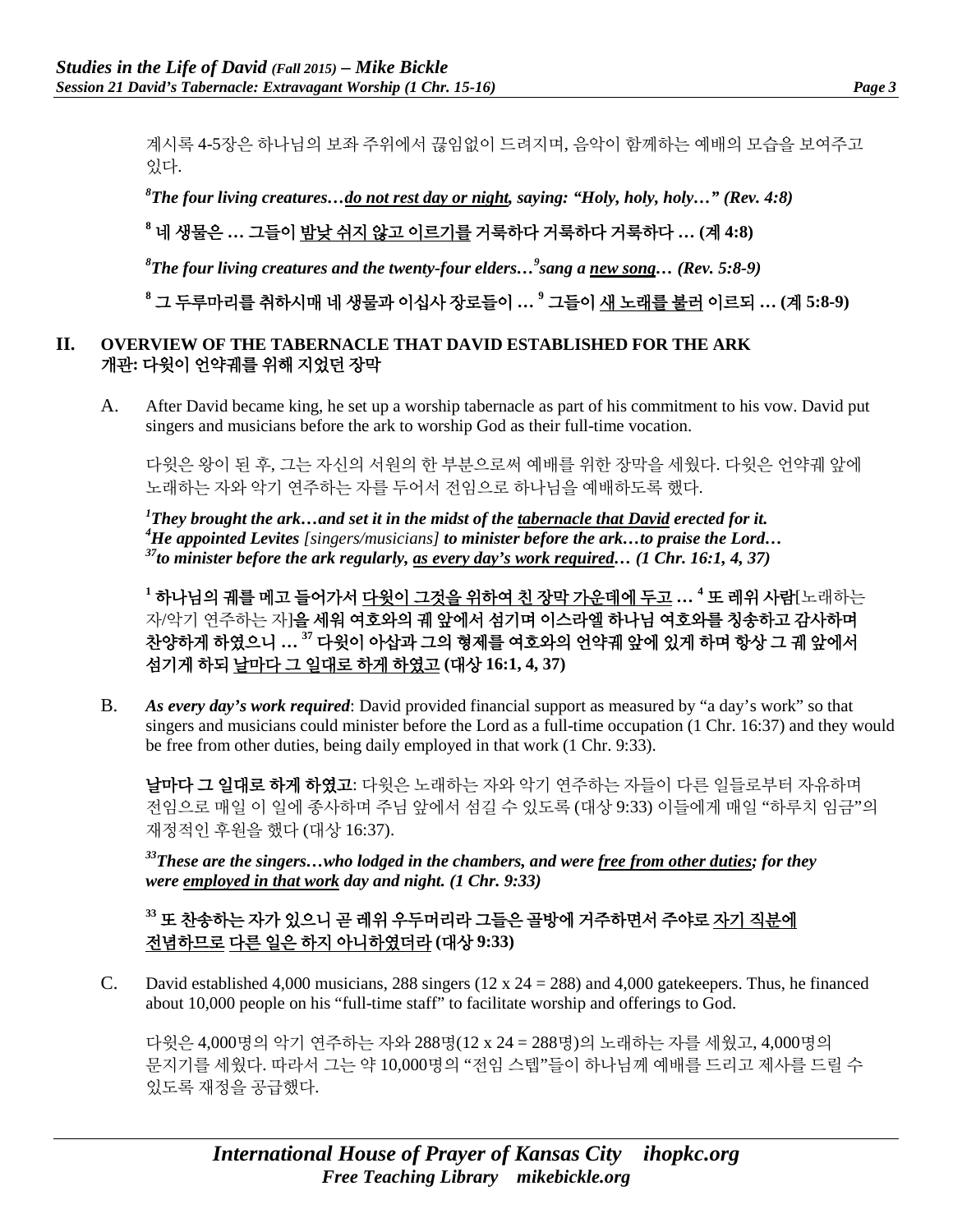계시록 4-5장은 하나님의 보좌 주위에서 끊임없이 드려지며, 음악이 함께하는 예배의 모습을 보여주고 있다.

***[8]The four living creatures…do not rest day or night, saying: "Holy, holy, holy…" (Rev. 4:8)***

**[8] 네 생물은 … 그들이 밤낮 쉬지 않고 이르기를 거룩하다 거룩하다 거룩하다 … (계 4:8)**

***[8]The four living creatures and the twenty-four elders…[9]sang a new song… (Rev. 5:8-9)***

**[8] 그 두루마리를 취하시매 네 생물과 이십사 장로들이 … [9] 그들이 새 노래를 불러 이르되 … (계 5:8-9)**

## II. OVERVIEW OF THE TABERNACLE THAT DAVID ESTABLISHED FOR THE ARK
## 개관: 다윗이 언약궤를 위해 지었던 장막

A. After David became king, he set up a worship tabernacle as part of his commitment to his vow. David put singers and musicians before the ark to worship God as their full-time vocation.

다윗은 왕이 된 후, 그는 자신의 서원의 한 부분으로써 예배를 위한 장막을 세웠다. 다윗은 언약궤 앞에 노래하는 자와 악기 연주하는 자를 두어서 전임으로 하나님을 예배하도록 했다.

***[1]They brought the ark…and set it in the midst of the tabernacle that David erected for it.***
***[4]He appointed Levites [singers/musicians] to minister before the ark…to praise the Lord…***
***[37]to minister before the ark regularly, as every day's work required… (1 Chr. 16:1, 4, 37)***

**[1] 하나님의 궤를 메고 들어가서 다윗이 그것을 위하여 친 장막 가운데에 두고 … [4] 또 레위 사람**[노래하는 자/악기 연주하는 자]**을 세워 여호와의 궤 앞에서 섬기며 이스라엘 하나님 여호와를 칭송하고 감사하며 찬양하게 하였으니 … [37] 다윗이 아삽과 그의 형제를 여호와의 언약궤 앞에 있게 하며 항상 그 궤 앞에서 섬기게 하되 날마다 그 일대로 하게 하였고 (대상 16:1, 4, 37)**

B. ***As every day's work required***: David provided financial support as measured by "a day's work" so that singers and musicians could minister before the Lord as a full-time occupation (1 Chr. 16:37) and they would be free from other duties, being daily employed in that work (1 Chr. 9:33).

**날마다 그 일대로 하게 하였고**: 다윗은 노래하는 자와 악기 연주하는 자들이 다른 일들로부터 자유하며 전임으로 매일 이 일에 종사하며 주님 앞에서 섬길 수 있도록 (대상 9:33) 이들에게 매일 "하루치 임금"의 재정적인 후원을 했다 (대상 16:37).

***[33]These are the singers…who lodged in the chambers, and were free from other duties; for they were employed in that work day and night. (1 Chr. 9:33)***

**[33] 또 찬송하는 자가 있으니 곧 레위 우두머리라 그들은 골방에 거주하면서 주야로 자기 직분에 전념하므로 다른 일은 하지 아니하였더라 (대상 9:33)**

C. David established 4,000 musicians, 288 singers (12 x 24 = 288) and 4,000 gatekeepers. Thus, he financed about 10,000 people on his "full-time staff" to facilitate worship and offerings to God.

다윗은 4,000명의 악기 연주하는 자와 288명(12 x 24 = 288명)의 노래하는 자를 세웠고, 4,000명의 문지기를 세웠다. 따라서 그는 약 10,000명의 "전임 스텝"들이 하나님께 예배를 드리고 제사를 드릴 수 있도록 재정을 공급했다.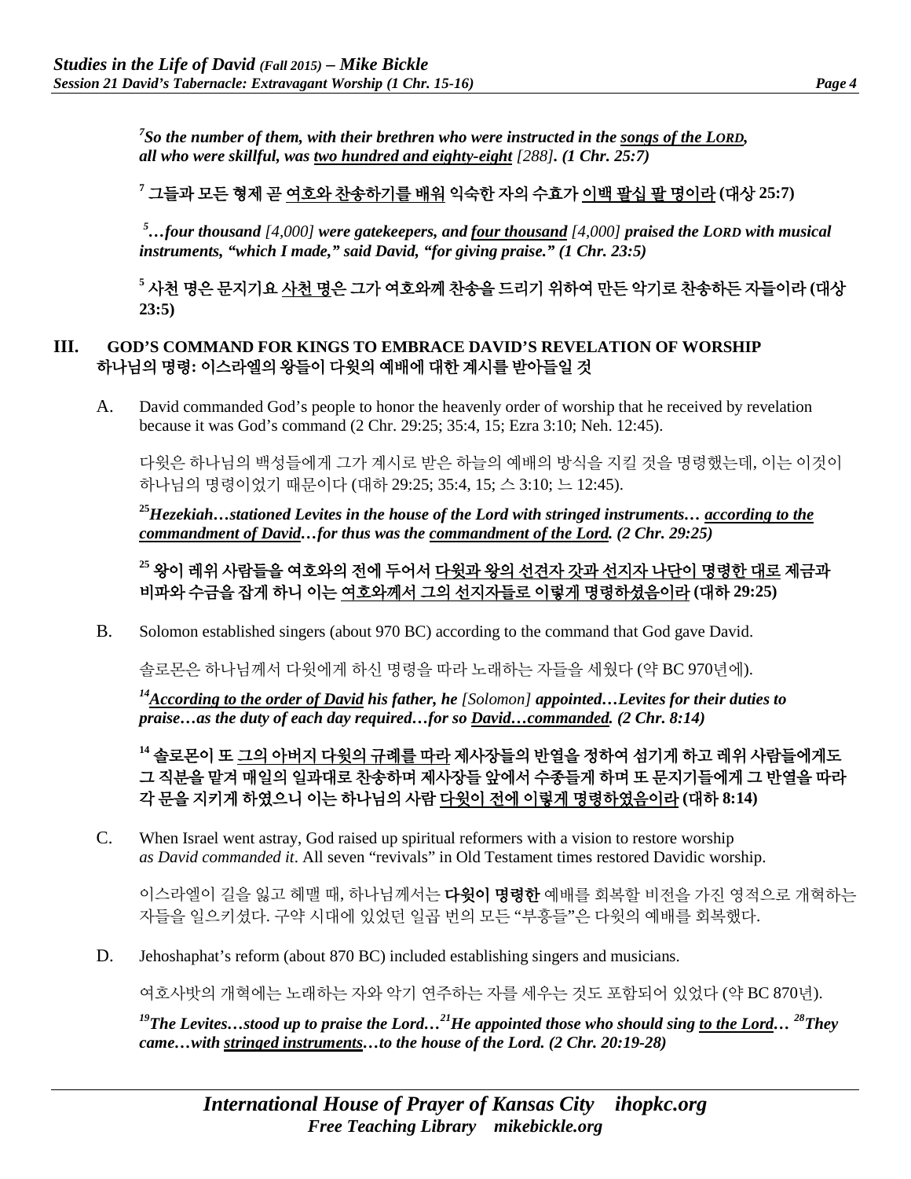***[7]So the number of them, with their brethren who were instructed in the <u>songs of the LORD</u>, all who were skillful, was <u>two hundred and eighty-eight</u>*** *[288]*. ***(1 Chr. 25:7)***

**[7] 그들과 모든 형제 곧 <u>여호와 찬송하기를 배워</u> 익숙한 자의 수효가 <u>이백 팔십 팔 명이라</u> (대상 25:7)**

***[5]…four thousand*** *[4,000]* ***were gatekeepers, and <u>four thousand</u>*** *[4,000]* ***praised the LORD with musical instruments, "which I made," said David, "for giving praise." (1 Chr. 23:5)***

**[5] 사천 명은 문지기요 <u>사천 명</u>은 그가 여호와께 찬송을 드리기 위하여 만든 악기로 찬송하든 자들이라 (대상 23:5)**

## III. GOD'S COMMAND FOR KINGS TO EMBRACE DAVID'S REVELATION OF WORSHIP
## 하나님의 명령: 이스라엘의 왕들이 다윗의 예배에 대한 계시를 받아들일 것

A. David commanded God's people to honor the heavenly order of worship that he received by revelation because it was God's command (2 Chr. 29:25; 35:4, 15; Ezra 3:10; Neh. 12:45).

다윗은 하나님의 백성들에게 그가 계시로 받은 하늘의 예배의 방식을 지킬 것을 명령했는데, 이는 이것이 하나님의 명령이었기 때문이다 (대하 29:25; 35:4, 15; 스 3:10; 느 12:45).

***[25]Hezekiah…stationed Levites in the house of the Lord with stringed instruments… <u>according to the commandment of David</u>…for thus was the <u>commandment of the Lord</u>. (2 Chr. 29:25)***

**[25] 왕이 레위 사람들을 여호와의 전에 두어서 <u>다윗과 왕의 선견자 갓과 선지자 나단이 명령한 대로</u> 제금과 비파와 수금을 잡게 하니 이는 <u>여호와께서 그의 선지자들로 이렇게 명령하셨음이라</u> (대하 29:25)**

B. Solomon established singers (about 970 BC) according to the command that God gave David.

솔로몬은 하나님께서 다윗에게 하신 명령을 따라 노래하는 자들을 세웠다 (약 BC 970년에).

***[14]<u>According to the order of David</u> his father, he*** *[Solomon]* ***appointed…Levites for their duties to praise…as the duty of each day required…for so <u>David…commanded</u>. (2 Chr. 8:14)***

**[14] 솔로몬이 또 <u>그의 아버지 다윗의 규례를 따라</u> 제사장들의 반열을 정하여 섬기게 하고 레위 사람들에게도 그 직분을 맡겨 매일의 일과대로 찬송하며 제사장들 앞에서 수종들게 하며 또 문지기들에게 그 반열을 따라 각 문을 지키게 하였으니 이는 하나님의 사람 <u>다윗이 전에 이렇게 명령하였음이라</u> (대하 8:14)**

C. When Israel went astray, God raised up spiritual reformers with a vision to restore worship *as David commanded it*. All seven "revivals" in Old Testament times restored Davidic worship.

이스라엘이 길을 잃고 헤맬 때, 하나님께서는 **다윗이 명령한** 예배를 회복할 비전을 가진 영적으로 개혁하는 자들을 일으키셨다. 구약 시대에 있었던 일곱 번의 모든 "부흥들"은 다윗의 예배를 회복했다.

D. Jehoshaphat's reform (about 870 BC) included establishing singers and musicians.

여호사밧의 개혁에는 노래하는 자와 악기 연주하는 자를 세우는 것도 포함되어 있었다 (약 BC 870년).

***[19]The Levites…stood up to praise the Lord…[21]He appointed those who should sing <u>to the Lord</u>… [28]They came…with <u>stringed instruments</u>…to the house of the Lord. (2 Chr. 20:19-28)***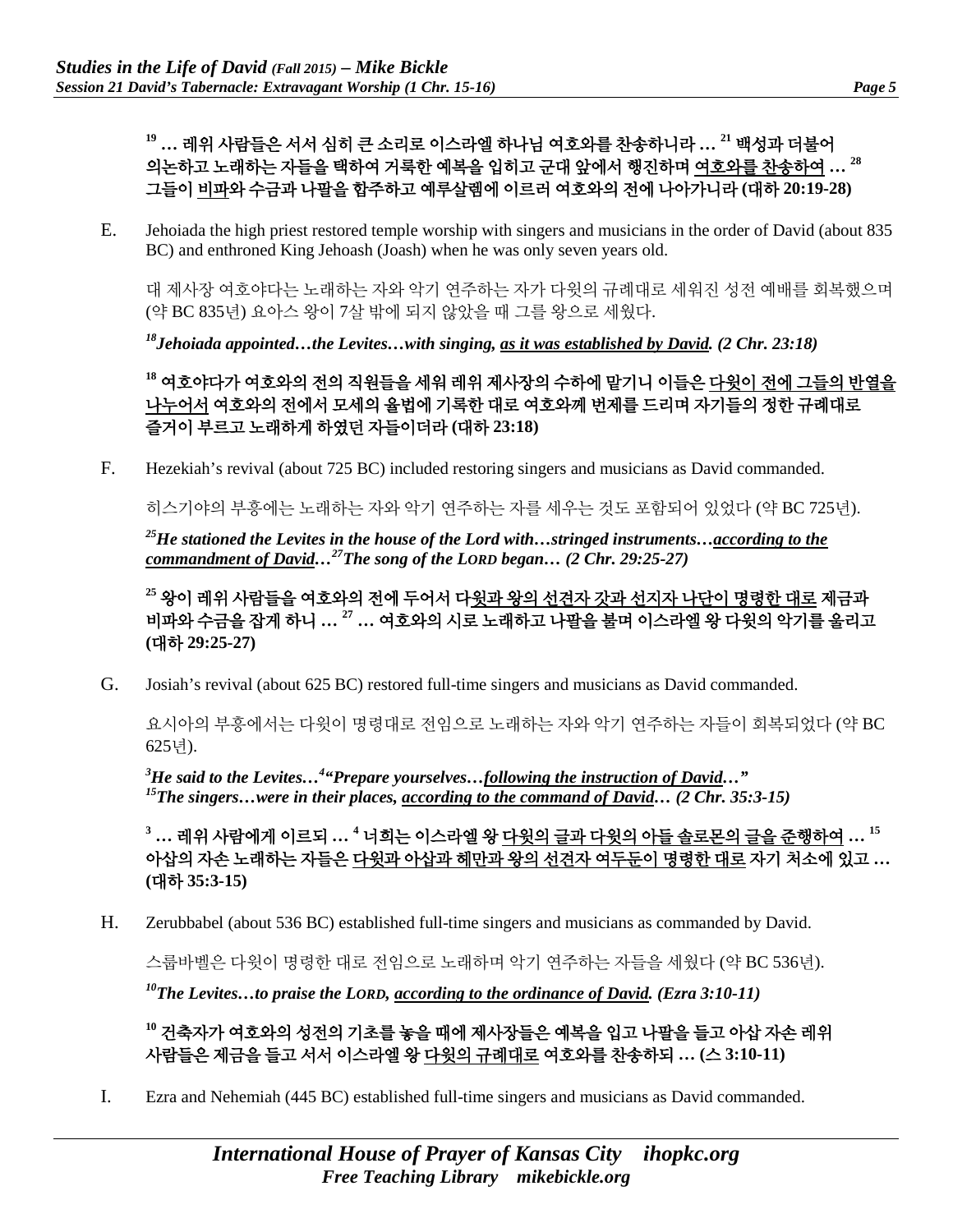**[19] … 레위 사람들은 서서 심히 큰 소리로 이스라엘 하나님 여호와를 찬송하니라 … [21] 백성과 더불어 의논하고 노래하는 자들을 택하여 거룩한 예복을 입히고 군대 앞에서 행진하며 <u>여호와를 찬송하여</u> … [28] 그들이 <u>비파</u>와 수금과 나팔을 합주하고 예루살렘에 이르러 여호와의 전에 나아가니라 (대하 20:19-28)**

E. Jehoiada the high priest restored temple worship with singers and musicians in the order of David (about 835 BC) and enthroned King Jehoash (Joash) when he was only seven years old.

대 제사장 여호야다는 노래하는 자와 악기 연주하는 자가 다윗의 규례대로 세워진 성전 예배를 회복했으며 (약 BC 835년) 요아스 왕이 7살 밖에 되지 않았을 때 그를 왕으로 세웠다.

***[18]Jehoiada appointed…the Levites…with singing, <u>as it was established by David</u>. (2 Chr. 23:18)***

**[18] 여호야다가 여호와의 전의 직원들을 세워 레위 제사장의 수하에 맡기니 이들은 <u>다윗이 전에 그들의 반열을 나누어서</u> 여호와의 전에서 모세의 율법에 기록한 대로 여호와께 번제를 드리며 자기들의 정한 규례대로 즐거이 부르고 노래하게 하였던 자들이더라 (대하 23:18)**

F. Hezekiah's revival (about 725 BC) included restoring singers and musicians as David commanded.

히스기야의 부흥에는 노래하는 자와 악기 연주하는 자를 세우는 것도 포함되어 있었다 (약 BC 725년).

***[25]He stationed the Levites in the house of the Lord with…stringed instruments…<u>according to the commandment of David</u>…[27]The song of the LORD began… (2 Chr. 29:25-27)***

**[25] 왕이 레위 사람들을 여호와의 전에 두어서 <u>다윗과 왕의 선견자 갓과 선지자 나단이 명령한 대로</u> 제금과 비파와 수금을 잡게 하니 … [27] … 여호와의 시로 노래하고 나팔을 불며 이스라엘 왕 다윗의 악기를 울리고 (대하 29:25-27)**

G. Josiah's revival (about 625 BC) restored full-time singers and musicians as David commanded.

요시아의 부흥에서는 다윗이 명령대로 전임으로 노래하는 자와 악기 연주하는 자들이 회복되었다 (약 BC 625년).

***[3]He said to the Levites…[4]"Prepare yourselves…<u>following the instruction of David</u>…"***
***[15]The singers…were in their places, <u>according to the command of David</u>… (2 Chr. 35:3-15)***

**[3] … 레위 사람에게 이르되 … [4] 너희는 이스라엘 왕 <u>다윗의 글과 다윗의 아들 솔로몬의 글을 준행하여</u> … [15] 아삽의 자손 노래하는 자들은 <u>다윗과 아삽과 헤만과 왕의 선견자 여두둔이 명령한 대로</u> 자기 처소에 있고 … (대하 35:3-15)**

H. Zerubbabel (about 536 BC) established full-time singers and musicians as commanded by David.

스룹바벨은 다윗이 명령한 대로 전임으로 노래하며 악기 연주하는 자들을 세웠다 (약 BC 536년).

***[10]The Levites…to praise the LORD, <u>according to the ordinance of David</u>. (Ezra 3:10-11)***

**[10] 건축자가 여호와의 성전의 기초를 놓을 때에 제사장들은 예복을 입고 나팔을 들고 아삽 자손 레위 사람들은 제금을 들고 서서 이스라엘 왕 <u>다윗의 규례대로</u> 여호와를 찬송하되 … (스 3:10-11)**

I. Ezra and Nehemiah (445 BC) established full-time singers and musicians as David commanded.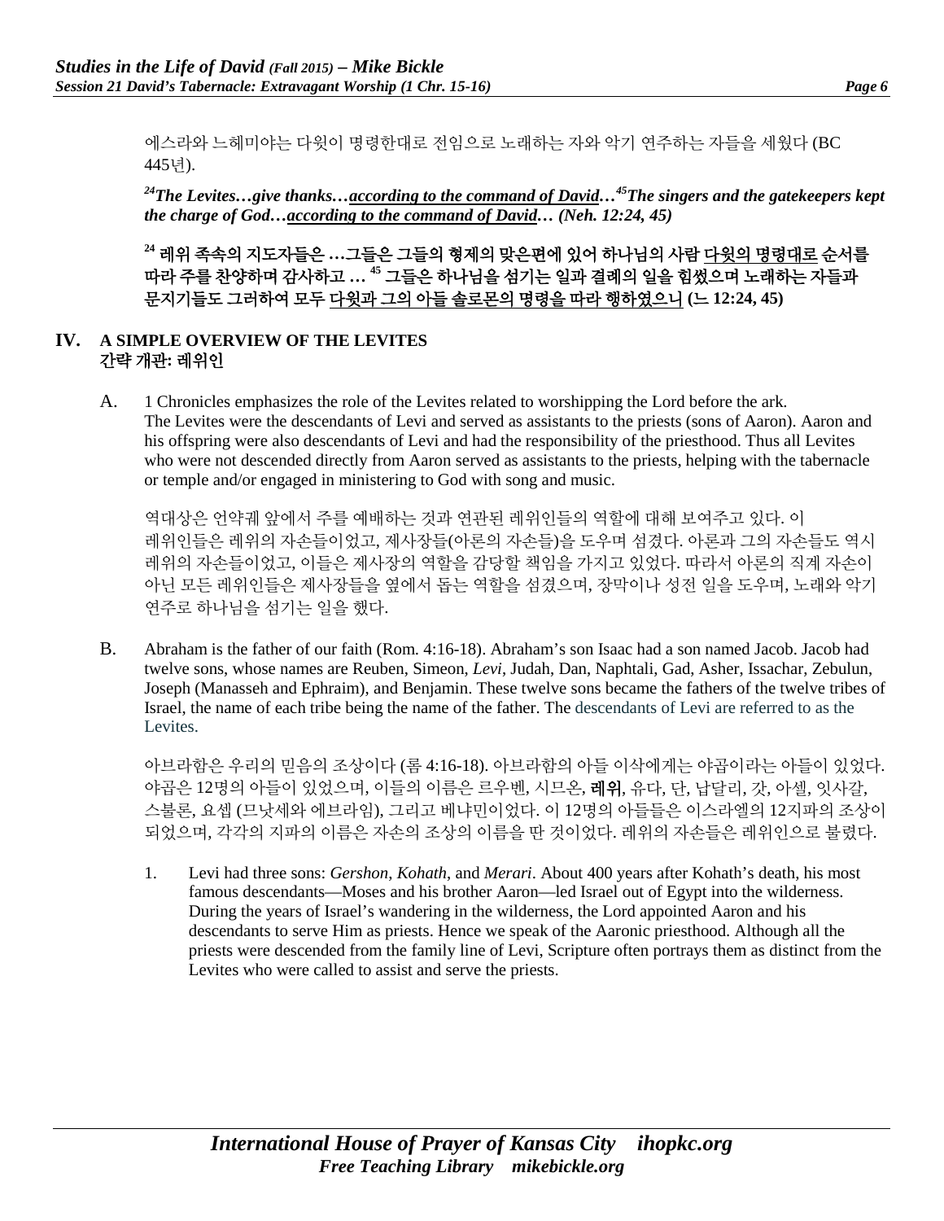에스라와 느헤미야는 다윗이 명령한대로 전임으로 노래하는 자와 악기 연주하는 자들을 세웠다 (BC 445년).

***[24]The Levites…give thanks…<u>according to the command of David</u>…[45]The singers and the gatekeepers kept the charge of God…<u>according to the command of David</u>… (Neh. 12:24, 45)***

**[24] 레위 족속의 지도자들은 …그들은 그들의 형제의 맞은편에 있어 하나님의 사람 <u>다윗의 명령대로</u> 순서를 따라 주를 찬양하며 감사하고 … [45] 그들은 하나님을 섬기는 일과 결례의 일을 힘썼으며 노래하는 자들과 문지기들도 그러하여 모두 <u>다윗과 그의 아들 솔로몬의 명령을 따라 행하였으니</u> (느 12:24, 45)**

## IV. A SIMPLE OVERVIEW OF THE LEVITES 간략 개관: 레위인

A. 1 Chronicles emphasizes the role of the Levites related to worshipping the Lord before the ark. The Levites were the descendants of Levi and served as assistants to the priests (sons of Aaron). Aaron and his offspring were also descendants of Levi and had the responsibility of the priesthood. Thus all Levites who were not descended directly from Aaron served as assistants to the priests, helping with the tabernacle or temple and/or engaged in ministering to God with song and music.

역대상은 언약궤 앞에서 주를 예배하는 것과 연관된 레위인들의 역할에 대해 보여주고 있다. 이 레위인들은 레위의 자손들이었고, 제사장들(아론의 자손들)을 도우며 섬겼다. 아론과 그의 자손들도 역시 레위의 자손들이었고, 이들은 제사장의 역할을 감당할 책임을 가지고 있었다. 따라서 아론의 직계 자손이 아닌 모든 레위인들은 제사장들을 옆에서 돕는 역할을 섬겼으며, 장막이나 성전 일을 도우며, 노래와 악기 연주로 하나님을 섬기는 일을 했다.

B. Abraham is the father of our faith (Rom. 4:16-18). Abraham's son Isaac had a son named Jacob. Jacob had twelve sons, whose names are Reuben, Simeon, *Levi*, Judah, Dan, Naphtali, Gad, Asher, Issachar, Zebulun, Joseph (Manasseh and Ephraim), and Benjamin. These twelve sons became the fathers of the twelve tribes of Israel, the name of each tribe being the name of the father. The descendants of Levi are referred to as the Levites.

아브라함은 우리의 믿음의 조상이다 (롬 4:16-18). 아브라함의 아들 이삭에게는 야곱이라는 아들이 있었다. 야곱은 12명의 아들이 있었으며, 이들의 이름은 르우벤, 시므온, **레위**, 유다, 단, 납달리, 갓, 아셀, 잇사갈, 스불론, 요셉 (므낫세와 에브라임), 그리고 베냐민이었다. 이 12명의 아들들은 이스라엘의 12지파의 조상이 되었으며, 각각의 지파의 이름은 자손의 조상의 이름을 딴 것이었다. 레위의 자손들은 레위인으로 불렸다.

1. Levi had three sons: *Gershon*, *Kohath*, and *Merari*. About 400 years after Kohath's death, his most famous descendants—Moses and his brother Aaron—led Israel out of Egypt into the wilderness. During the years of Israel's wandering in the wilderness, the Lord appointed Aaron and his descendants to serve Him as priests. Hence we speak of the Aaronic priesthood. Although all the priests were descended from the family line of Levi, Scripture often portrays them as distinct from the Levites who were called to assist and serve the priests.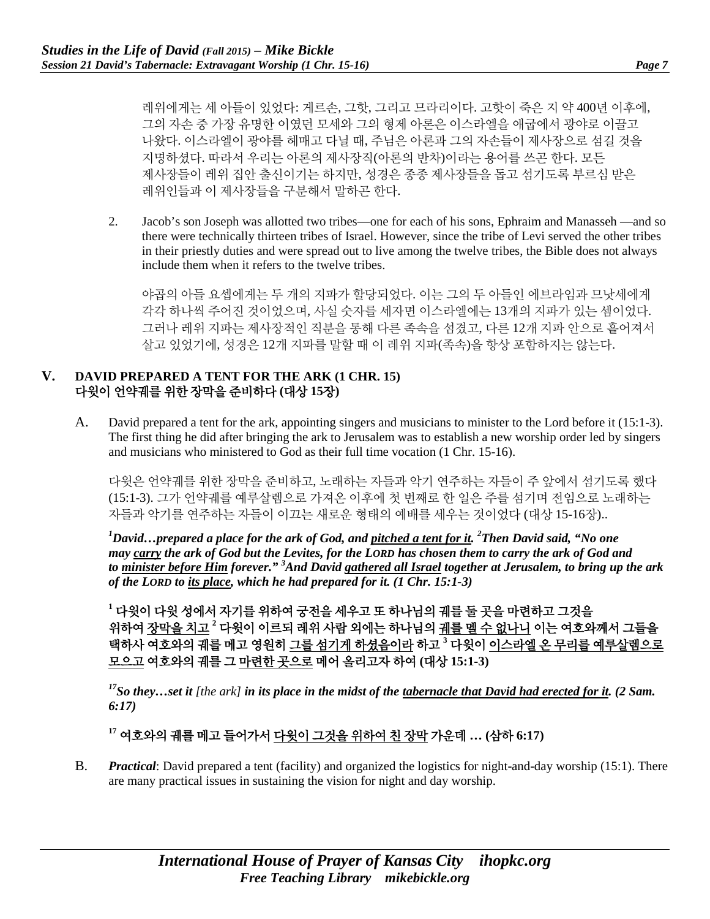레위에게는 세 아들이 있었다: 게르손, 그핫, 그리고 므라리이다. 고핫이 죽은 지 약 400년 이후에, 그의 자손 중 가장 유명한 이였던 모세와 그의 형제 아론은 이스라엘을 애굽에서 광야로 이끌고 나왔다. 이스라엘이 광야를 헤매고 다닐 때, 주님은 아론과 그의 자손들이 제사장으로 섬길 것을 지명하셨다. 따라서 우리는 아론의 제사장직(아론의 반차)이라는 용어를 쓰곤 한다. 모든 제사장들이 레위 집안 출신이기는 하지만, 성경은 종종 제사장들을 돕고 섬기도록 부르심 받은 레위인들과 이 제사장들을 구분해서 말하곤 한다.

2. Jacob's son Joseph was allotted two tribes—one for each of his sons, Ephraim and Manasseh —and so there were technically thirteen tribes of Israel. However, since the tribe of Levi served the other tribes in their priestly duties and were spread out to live among the twelve tribes, the Bible does not always include them when it refers to the twelve tribes.

   야곱의 아들 요셉에게는 두 개의 지파가 할당되었다. 이는 그의 두 아들인 에브라임과 므낫세에게 각각 하나씩 주어진 것이었으며, 사실 숫자를 세자면 이스라엘에는 13개의 지파가 있는 셈이었다. 그러나 레위 지파는 제사장적인 직분을 통해 다른 족속을 섬겼고, 다른 12개 지파 안으로 흩어져서 살고 있었기에, 성경은 12개 지파를 말할 때 이 레위 지파(족속)을 항상 포함하지는 않는다.

## V. DAVID PREPARED A TENT FOR THE ARK (1 CHR. 15) 다윗이 언약궤를 위한 장막을 준비하다 (대상 15장)

A. David prepared a tent for the ark, appointing singers and musicians to minister to the Lord before it (15:1-3). The first thing he did after bringing the ark to Jerusalem was to establish a new worship order led by singers and musicians who ministered to God as their full time vocation (1 Chr. 15-16).

   다윗은 언약궤를 위한 장막을 준비하고, 노래하는 자들과 악기 연주하는 자들이 주 앞에서 섬기도록 했다 (15:1-3). 그가 언약궤를 예루살렘으로 가져온 이후에 첫 번째로 한 일은 주를 섬기며 전임으로 노래하는 자들과 악기를 연주하는 자들이 이끄는 새로운 형태의 예배를 세우는 것이었다 (대상 15-16장)..

   ***[1]David…prepared a place for the ark of God, and <u>pitched a tent for it</u>. [2]Then David said, "No one may <u>carry</u> the ark of God but the Levites, for the LORD has chosen them to carry the ark of God and to <u>minister before Him</u> forever." [3]And David <u>gathered all Israel</u> together at Jerusalem, to bring up the ark of the LORD to <u>its place</u>, which he had prepared for it. (1 Chr. 15:1-3)***

   **[1] 다윗이 다윗 성에서 자기를 위하여 궁전을 세우고 또 하나님의 궤를 둘 곳을 마련하고 그것을 위하여 <u>장막을 치고</u> [2] 다윗이 이르되 레위 사람 외에는 하나님의 <u>궤를 멜 수 없나니</u> 이는 여호와께서 그들을 택하사 여호와의 궤를 메고 영원히 <u>그를 섬기게 하셨음이라</u> 하고 [3] 다윗이 <u>이스라엘 온 무리를 예루살렘으로 모으고</u> 여호와의 궤를 그 <u>마련한 곳으로</u> 메어 올리고자 하여 (대상 15:1-3)**

   ***[17]So they…set it** [the ark] **in its place in the midst of the <u>tabernacle that David had erected for it</u>. (2 Sam. 6:17)***

   **[17] 여호와의 궤를 메고 들어가서 <u>다윗이 그것을 위하여 친 장막</u> 가운데 … (삼하 6:17)**

B. ***Practical***: David prepared a tent (facility) and organized the logistics for night-and-day worship (15:1). There are many practical issues in sustaining the vision for night and day worship.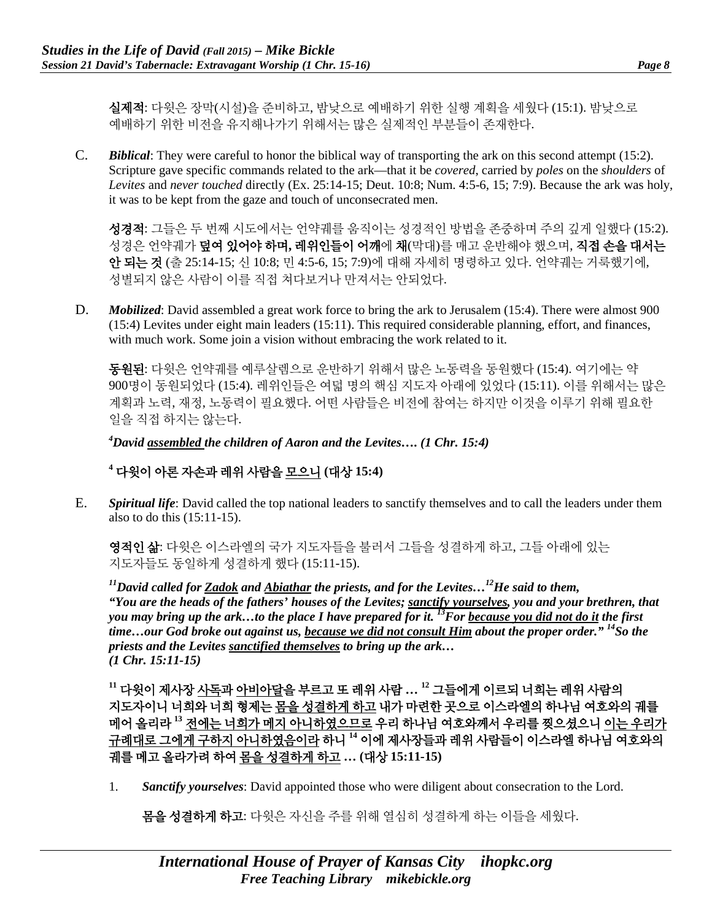**실제적**: 다윗은 장막(시설)을 준비하고, 밤낮으로 예배하기 위한 실행 계획을 세웠다 (15:1). 밤낮으로 예배하기 위한 비전을 유지해나가기 위해서는 많은 실제적인 부분들이 존재한다.

C. ***Biblical***: They were careful to honor the biblical way of transporting the ark on this second attempt (15:2). Scripture gave specific commands related to the ark—that it be *covered*, carried by *poles* on the *shoulders* of *Levites* and *never touched* directly (Ex. 25:14-15; Deut. 10:8; Num. 4:5-6, 15; 7:9). Because the ark was holy, it was to be kept from the gaze and touch of unconsecrated men.

**성경적**: 그들은 두 번째 시도에서는 언약궤를 움직이는 성경적인 방법을 존중하며 주의 깊게 일했다 (15:2). 성경은 언약궤가 **덮여 있어야 하며, 레위인들이 어깨**에 **채**(막대)를 매고 운반해야 했으며, **직접 손을 대서는 안 되는 것** (출 25:14-15; 신 10:8; 민 4:5-6, 15; 7:9)에 대해 자세히 명령하고 있다. 언약궤는 거룩했기에, 성별되지 않은 사람이 이를 직접 쳐다보거나 만져서는 안되었다.

D. ***Mobilized***: David assembled a great work force to bring the ark to Jerusalem (15:4). There were almost 900 (15:4) Levites under eight main leaders (15:11). This required considerable planning, effort, and finances, with much work. Some join a vision without embracing the work related to it.

**동원된**: 다윗은 언약궤를 예루살렘으로 운반하기 위해서 많은 노동력을 동원했다 (15:4). 여기에는 약 900명이 동원되었다 (15:4). 레위인들은 여덟 명의 핵심 지도자 아래에 있었다 (15:11). 이를 위해서는 많은 계획과 노력, 재정, 노동력이 필요했다. 어떤 사람들은 비전에 참여는 하지만 이것을 이루기 위해 필요한 일을 직접 하지는 않는다.

***[4]David <u>assembled</u> the children of Aaron and the Levites…. (1 Chr. 15:4)***

**[4] 다윗이 아론 자손과 레위 사람을 <u>모으니</u> (대상 15:4)**

E. ***Spiritual life***: David called the top national leaders to sanctify themselves and to call the leaders under them also to do this (15:11-15).

**영적인 삶**: 다윗은 이스라엘의 국가 지도자들을 불러서 그들을 성결하게 하고, 그들 아래에 있는 지도자들도 동일하게 성결하게 했다 (15:11-15).

***[11]David called for <u>Zadok</u> and <u>Abiathar</u> the priests, and for the Levites…[12]He said to them, "You are the heads of the fathers' houses of the Levites; <u>sanctify yourselves</u>, you and your brethren, that you may bring up the ark…to the place I have prepared for it. [13]For <u>because you did not do it</u> the first time…our God broke out against us, <u>because we did not consult Him</u> about the proper order." [14]So the priests and the Levites <u>sanctified themselves</u> to bring up the ark… (1 Chr. 15:11-15)***

**[11] 다윗이 제사장 <u>사독</u>과 <u>아비아달</u>을 부르고 또 레위 사람 … [12] 그들에게 이르되 너희는 레위 사람의 지도자이니 너희와 너희 형제는 <u>몸을 성결하게 하고</u> 내가 마련한 곳으로 이스라엘의 하나님 여호와의 궤를 메어 올리라 [13] <u>전에는 너희가 메지 아니하였으므로</u> 우리 하나님 여호와께서 우리를 찢으셨으니 <u>이는 우리가 규례대로 그에게 구하지 아니하였음이라</u> 하니 [14] 이에 제사장들과 레위 사람들이 이스라엘 하나님 여호와의 궤를 메고 올라가려 하여 <u>몸을 성결하게 하고</u> … (대상 15:11-15)**

1. ***Sanctify yourselves***: David appointed those who were diligent about consecration to the Lord.

   **몸을 성결하게 하고**: 다윗은 자신을 주를 위해 열심히 성결하게 하는 이들을 세웠다.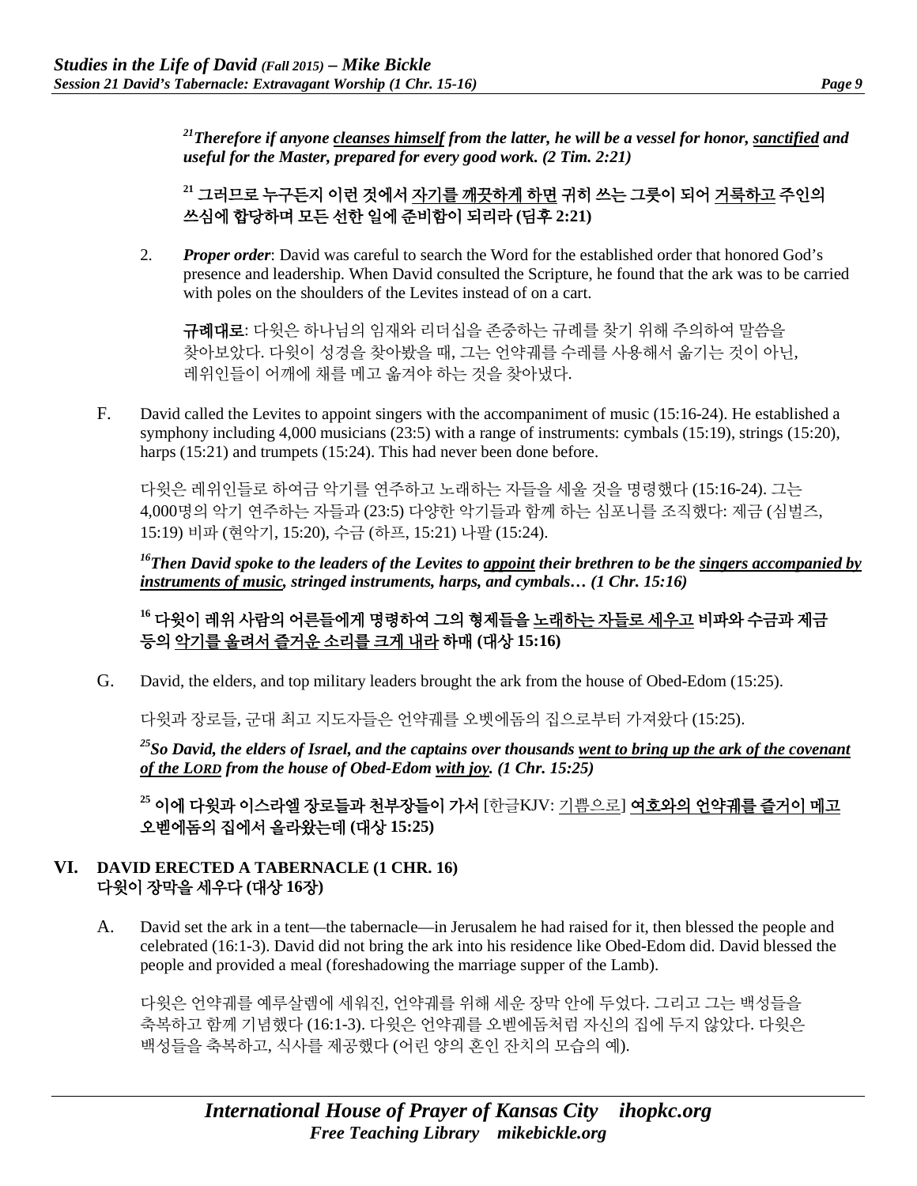*[21]Therefore if anyone <u>cleanses himself</u> from the latter, he will be a vessel for honor, <u>sanctified</u> and useful for the Master, prepared for every good work. (2 Tim. 2:21)*

**[21] 그러므로 누구든지 이런 것에서 <u>자기를 깨끗하게 하면</u> 귀히 쓰는 그릇이 되어 <u>거룩하고</u> 주인의 쓰심에 합당하며 모든 선한 일에 준비함이 되리라 (딤후 2:21)**

2. ***Proper order***: David was careful to search the Word for the established order that honored God's presence and leadership. When David consulted the Scripture, he found that the ark was to be carried with poles on the shoulders of the Levites instead of on a cart.

   **규례대로**: 다윗은 하나님의 임재와 리더십을 존중하는 규례를 찾기 위해 주의하여 말씀을 찾아보았다. 다윗이 성경을 찾아봤을 때, 그는 언약궤를 수레를 사용해서 옮기는 것이 아닌, 레위인들이 어깨에 채를 메고 옮겨야 하는 것을 찾아냈다.

F. David called the Levites to appoint singers with the accompaniment of music (15:16-24). He established a symphony including 4,000 musicians (23:5) with a range of instruments: cymbals (15:19), strings (15:20), harps (15:21) and trumpets (15:24). This had never been done before.

다윗은 레위인들로 하여금 악기를 연주하고 노래하는 자들을 세울 것을 명령했다 (15:16-24). 그는 4,000명의 악기 연주하는 자들과 (23:5) 다양한 악기들과 함께 하는 심포니를 조직했다: 제금 (심벌즈, 15:19) 비파 (현악기, 15:20), 수금 (하프, 15:21) 나팔 (15:24).

*[16]Then David spoke to the leaders of the Levites to <u>appoint</u> their brethren to be the <u>singers accompanied by instruments of music</u>, stringed instruments, harps, and cymbals… (1 Chr. 15:16)*

**[16] 다윗이 레위 사람의 어른들에게 명령하여 그의 형제들을 <u>노래하는 자들로 세우고</u> 비파와 수금과 제금 등의 <u>악기를 울려서 즐거운 소리를 크게 내라</u> 하매 (대상 15:16)**

G. David, the elders, and top military leaders brought the ark from the house of Obed-Edom (15:25).

다윗과 장로들, 군대 최고 지도자들은 언약궤를 오벳에돔의 집으로부터 가져왔다 (15:25).

*[25]So David, the elders of Israel, and the captains over thousands <u>went to bring up the ark of the covenant of the LORD</u> from the house of Obed-Edom <u>with joy</u>. (1 Chr. 15:25)*

**[25] 이에 다윗과 이스라엘 장로들과 천부장들이 가서** [한글KJV: <u>기쁨으로</u>] **<u>여호와의 언약궤를 즐거이 메고</u> 오벧에돔의 집에서 올라왔는데 (대상 15:25)**

## VI. DAVID ERECTED A TABERNACLE (1 CHR. 16) 다윗이 장막을 세우다 (대상 16장)

A. David set the ark in a tent—the tabernacle—in Jerusalem he had raised for it, then blessed the people and celebrated (16:1-3). David did not bring the ark into his residence like Obed-Edom did. David blessed the people and provided a meal (foreshadowing the marriage supper of the Lamb).

다윗은 언약궤를 예루살렘에 세워진, 언약궤를 위해 세운 장막 안에 두었다. 그리고 그는 백성들을 축복하고 함께 기념했다 (16:1-3). 다윗은 언약궤를 오벧에돔처럼 자신의 집에 두지 않았다. 다윗은 백성들을 축복하고, 식사를 제공했다 (어린 양의 혼인 잔치의 모습의 예).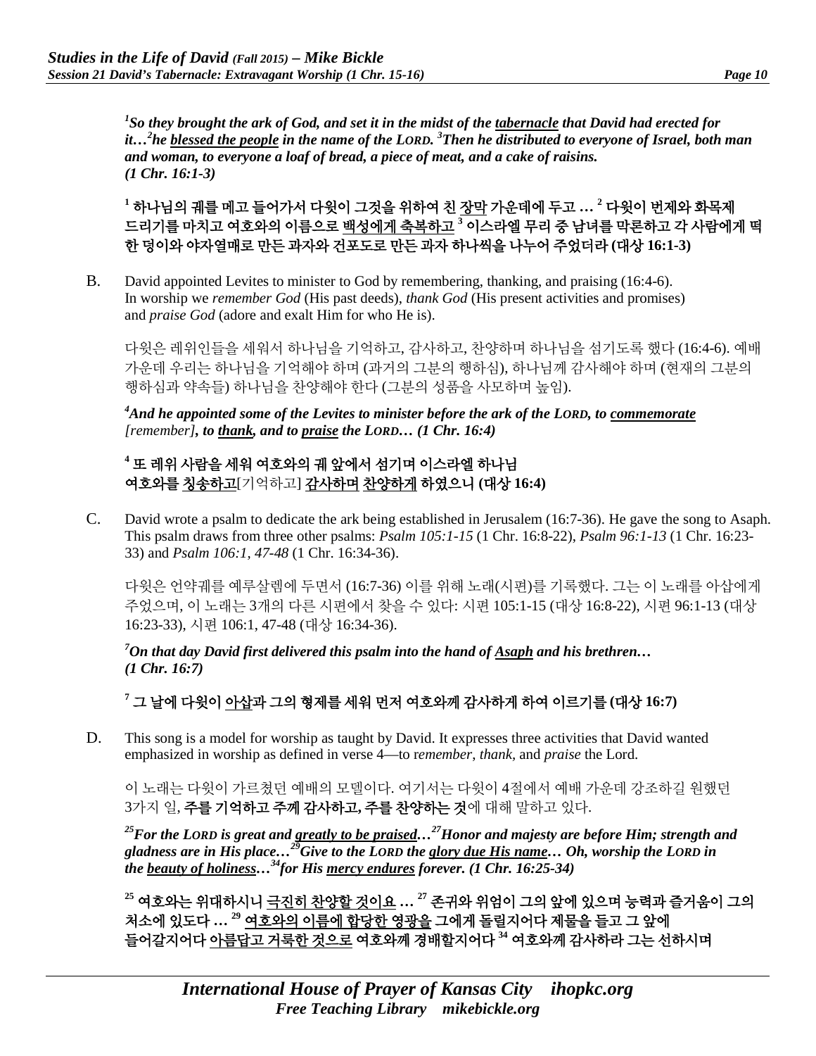*[1]So they brought the ark of God, and set it in the midst of the tabernacle that David had erected for it…[2]he blessed the people in the name of the LORD. [3]Then he distributed to everyone of Israel, both man and woman, to everyone a loaf of bread, a piece of meat, and a cake of raisins. (1 Chr. 16:1-3)*

**[1] 하나님의 궤를 메고 들어가서 다윗이 그것을 위하여 친 장막 가운데에 두고 … [2] 다윗이 번제와 화목제 드리기를 마치고 여호와의 이름으로 백성에게 축복하고 [3] 이스라엘 무리 중 남녀를 막론하고 각 사람에게 떡 한 덩이와 야자열매로 만든 과자와 건포도로 만든 과자 하나씩을 나누어 주었더라 (대상 16:1-3)**

B. David appointed Levites to minister to God by remembering, thanking, and praising (16:4-6). In worship we *remember God* (His past deeds), *thank God* (His present activities and promises) and *praise God* (adore and exalt Him for who He is).

다윗은 레위인들을 세워서 하나님을 기억하고, 감사하고, 찬양하며 하나님을 섬기도록 했다 (16:4-6). 예배 가운데 우리는 하나님을 기억해야 하며 (과거의 그분의 행하심), 하나님께 감사해야 하며 (현재의 그분의 행하심과 약속들) 하나님을 찬양해야 한다 (그분의 성품을 사모하며 높임).

*[4]And he appointed some of the Levites to minister before the ark of the LORD, to commemorate [remember], to thank, and to praise the LORD… (1 Chr. 16:4)*

**[4] 또 레위 사람을 세워 여호와의 궤 앞에서 섬기며 이스라엘 하나님 여호와를 칭송하고[기억하고] 감사하며 찬양하게 하였으니 (대상 16:4)**

C. David wrote a psalm to dedicate the ark being established in Jerusalem (16:7-36). He gave the song to Asaph. This psalm draws from three other psalms: *Psalm 105:1-15* (1 Chr. 16:8-22), *Psalm 96:1-13* (1 Chr. 16:23-33) and *Psalm 106:1, 47-48* (1 Chr. 16:34-36).

다윗은 언약궤를 예루살렘에 두면서 (16:7-36) 이를 위해 노래(시편)를 기록했다. 그는 이 노래를 아삽에게 주었으며, 이 노래는 3개의 다른 시편에서 찾을 수 있다: 시편 105:1-15 (대상 16:8-22), 시편 96:1-13 (대상 16:23-33), 시편 106:1, 47-48 (대상 16:34-36).

*[7]On that day David first delivered this psalm into the hand of Asaph and his brethren… (1 Chr. 16:7)*

**[7] 그 날에 다윗이 아삽과 그의 형제를 세워 먼저 여호와께 감사하게 하여 이르기를 (대상 16:7)**

D. This song is a model for worship as taught by David. It expresses three activities that David wanted emphasized in worship as defined in verse 4—to r*emember*, *thank*, and *praise* the Lord.

이 노래는 다윗이 가르쳤던 예배의 모델이다. 여기서는 다윗이 4절에서 예배 가운데 강조하길 원했던 3가지 일, **주를 기억하고 주께 감사하고, 주를 찬양하는 것**에 대해 말하고 있다.

*[25]For the LORD is great and greatly to be praised…[27]Honor and majesty are before Him; strength and gladness are in His place…[29]Give to the LORD the glory due His name… Oh, worship the LORD in the beauty of holiness…[34]for His mercy endures forever. (1 Chr. 16:25-34)*

**[25] 여호와는 위대하시니 극진히 찬양할 것이요 … [27] 존귀와 위엄이 그의 앞에 있으며 능력과 즐거움이 그의 처소에 있도다 … [29] 여호와의 이름에 합당한 영광을 그에게 돌릴지어다 제물을 들고 그 앞에 들어갈지어다 아름답고 거룩한 것으로 여호와께 경배할지어다 [34] 여호와께 감사하라 그는 선하시며**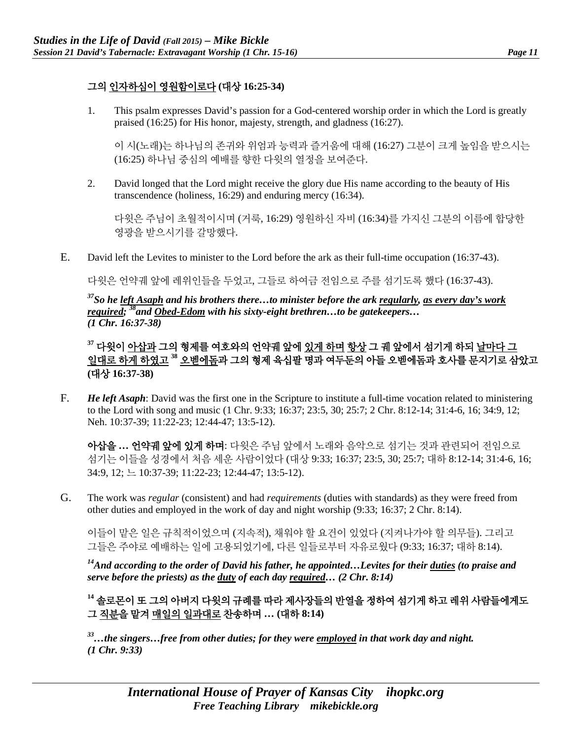### 그의 <u>인자하심이 영원함이로다</u> (대상 16:25-34)

1. This psalm expresses David's passion for a God-centered worship order in which the Lord is greatly praised (16:25) for His honor, majesty, strength, and gladness (16:27).

   이 시(노래)는 하나님의 존귀와 위엄과 능력과 즐거움에 대해 (16:27) 그분이 크게 높임을 받으시는 (16:25) 하나님 중심의 예배를 향한 다윗의 열정을 보여준다.

2. David longed that the Lord might receive the glory due His name according to the beauty of His transcendence (holiness, 16:29) and enduring mercy (16:34).

   다윗은 주님이 초월적이시며 (거룩, 16:29) 영원하신 자비 (16:34)를 가지신 그분의 이름에 합당한 영광을 받으시기를 갈망했다.

E. David left the Levites to minister to the Lord before the ark as their full-time occupation (16:37-43).

다윗은 언약궤 앞에 레위인들을 두었고, 그들로 하여금 전임으로 주를 섬기도록 했다 (16:37-43).

***[37]So he <u>left Asaph</u> and his brothers there…to minister before the ark <u>regularly</u>, <u>as every day's work required</u>; [38]and <u>Obed-Edom</u> with his sixty-eight brethren…to be gatekeepers… (1 Chr. 16:37-38)***

**[37] 다윗이 <u>아삽과</u> 그의 형제를 여호와의 언약궤 앞에 <u>있게 하며</u> 항상 그 궤 앞에서 섬기게 하되 <u>날마다 그 일대로 하게 하였고</u> [38] <u>오벧에돔</u>과 그의 형제 육십팔 명과 여두둔의 아들 오벧에돔과 호사를 문지기로 삼았고 (대상 16:37-38)**

F. ***He left Asaph***: David was the first one in the Scripture to institute a full-time vocation related to ministering to the Lord with song and music (1 Chr. 9:33; 16:37; 23:5, 30; 25:7; 2 Chr. 8:12-14; 31:4-6, 16; 34:9, 12; Neh. 10:37-39; 11:22-23; 12:44-47; 13:5-12).

**아삽을 … 언약궤 앞에 있게 하며**: 다윗은 주님 앞에서 노래와 음악으로 섬기는 것과 관련되어 전임으로 섬기는 이들을 성경에서 처음 세운 사람이었다 (대상 9:33; 16:37; 23:5, 30; 25:7; 대하 8:12-14; 31:4-6, 16; 34:9, 12; 느 10:37-39; 11:22-23; 12:44-47; 13:5-12).

G. The work was *regular* (consistent) and had *requirements* (duties with standards) as they were freed from other duties and employed in the work of day and night worship (9:33; 16:37; 2 Chr. 8:14).

이들이 맡은 일은 규칙적이었으며 (지속적), 채워야 할 요건이 있었다 (지켜나가야 할 의무들). 그리고 그들은 주야로 예배하는 일에 고용되었기에, 다른 일들로부터 자유로웠다 (9:33; 16:37; 대하 8:14).

***[14]And according to the order of David his father, he appointed…Levites for their <u>duties</u> (to praise and serve before the priests) as the <u>duty</u> of each day <u>required</u>… (2 Chr. 8:14)***

**[14] 솔로몬이 또 그의 아버지 다윗의 규례를 따라 제사장들의 반열을 정하여 섬기게 하고 레위 사람들에게도 그 <u>직분</u>을 맡겨 <u>매일의 일과대로</u> 찬송하며 … (대하 8:14)**

***[33]…the singers…free from other duties; for they were <u>employed</u> in that work day and night. (1 Chr. 9:33)***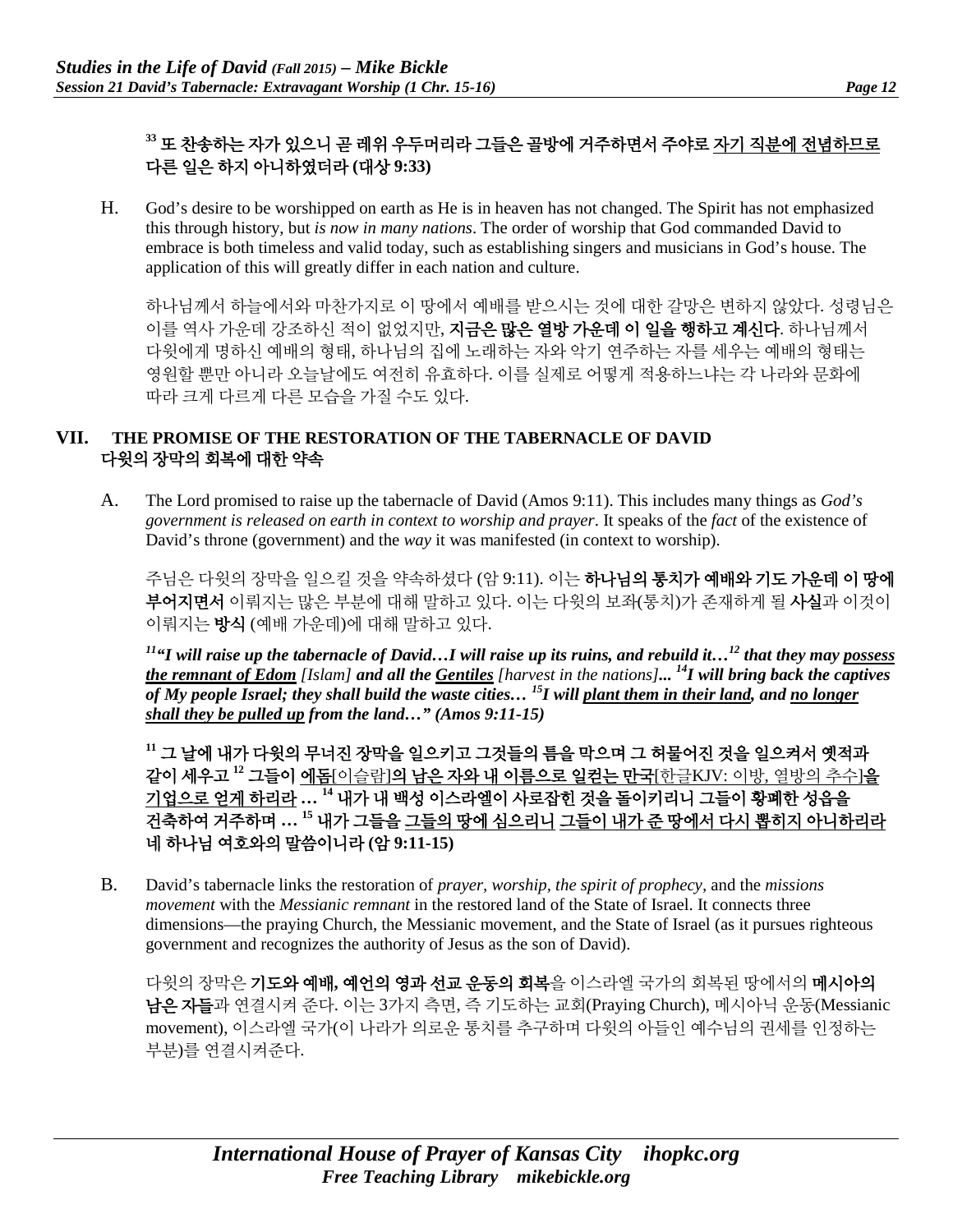**[33] 또 찬송하는 자가 있으니 곧 레위 우두머리라 그들은 골방에 거주하면서 주야로 <u>자기 직분에 전념하므로 다른 일은 하지 아니하였더라</u> (대상 9:33)**

H. God's desire to be worshipped on earth as He is in heaven has not changed. The Spirit has not emphasized this through history, but *is now in many nations*. The order of worship that God commanded David to embrace is both timeless and valid today, such as establishing singers and musicians in God's house. The application of this will greatly differ in each nation and culture.

하나님께서 하늘에서와 마찬가지로 이 땅에서 예배를 받으시는 것에 대한 갈망은 변하지 않았다. 성령님은 이를 역사 가운데 강조하신 적이 없었지만, **지금은 많은 열방 가운데 이 일을 행하고 계신다**. 하나님께서 다윗에게 명하신 예배의 형태, 하나님의 집에 노래하는 자와 악기 연주하는 자를 세우는 예배의 형태는 영원할 뿐만 아니라 오늘날에도 여전히 유효하다. 이를 실제로 어떻게 적용하느냐는 각 나라와 문화에 따라 크게 다르게 다른 모습을 가질 수도 있다.

## VII. THE PROMISE OF THE RESTORATION OF THE TABERNACLE OF DAVID 다윗의 장막의 회복에 대한 약속

A. The Lord promised to raise up the tabernacle of David (Amos 9:11). This includes many things as *God's government is released on earth in context to worship and prayer*. It speaks of the *fact* of the existence of David's throne (government) and the *way* it was manifested (in context to worship).

주님은 다윗의 장막을 일으킬 것을 약속하셨다 (암 9:11). 이는 **하나님의 통치가 예배와 기도 가운데 이 땅에 부어지면서** 이뤄지는 많은 부분에 대해 말하고 있다. 이는 다윗의 보좌(통치)가 존재하게 될 **사실**과 이것이 이뤄지는 **방식** (예배 가운데)에 대해 말하고 있다.

***[11]"I will raise up the tabernacle of David…I will raise up its ruins, and rebuild it…[12] that they may <u>possess the remnant of Edom</u> [Islam] and all the <u>Gentiles</u> [harvest in the nations]... [14]I will bring back the captives of My people Israel; they shall build the waste cities… [15]I will <u>plant them in their land</u>, and <u>no longer shall they be pulled up</u> from the land…" (Amos 9:11-15)***

**[11] 그 날에 내가 다윗의 무너진 장막을 일으키고 그것들의 틈을 막으며 그 허물어진 것을 일으켜서 옛적과 같이 세우고 [12] 그들이 <u>에돔</u>[이슬람]<u>의 남은 자와 내 이름으로 일컫는 만국</u>[한글KJV: 이방, 열방의 추수]<u>을 기업으로 얻게 하리라</u> … [14] 내가 내 백성 이스라엘이 사로잡힌 것을 돌이키리니 그들이 황폐한 성읍을 건축하여 거주하며 … [15] 내가 그들을 <u>그들의 땅에 심으리니</u> <u>그들이 내가 준 땅에서 다시 뽑히지 아니하리라</u> 네 하나님 여호와의 말씀이니라 (암 9:11-15)**

B. David's tabernacle links the restoration of *prayer, worship, the spirit of prophecy,* and the *missions movement* with the *Messianic remnant* in the restored land of the State of Israel. It connects three dimensions—the praying Church, the Messianic movement, and the State of Israel (as it pursues righteous government and recognizes the authority of Jesus as the son of David).

다윗의 장막은 **기도와 예배, 예언의 영과 선교 운동의 회복**을 이스라엘 국가의 회복된 땅에서의 **메시아의 남은 자들**과 연결시켜 준다. 이는 3가지 측면, 즉 기도하는 교회(Praying Church), 메시아닉 운동(Messianic movement), 이스라엘 국가(이 나라가 의로운 통치를 추구하며 다윗의 아들인 예수님의 권세를 인정하는 부분)를 연결시켜준다.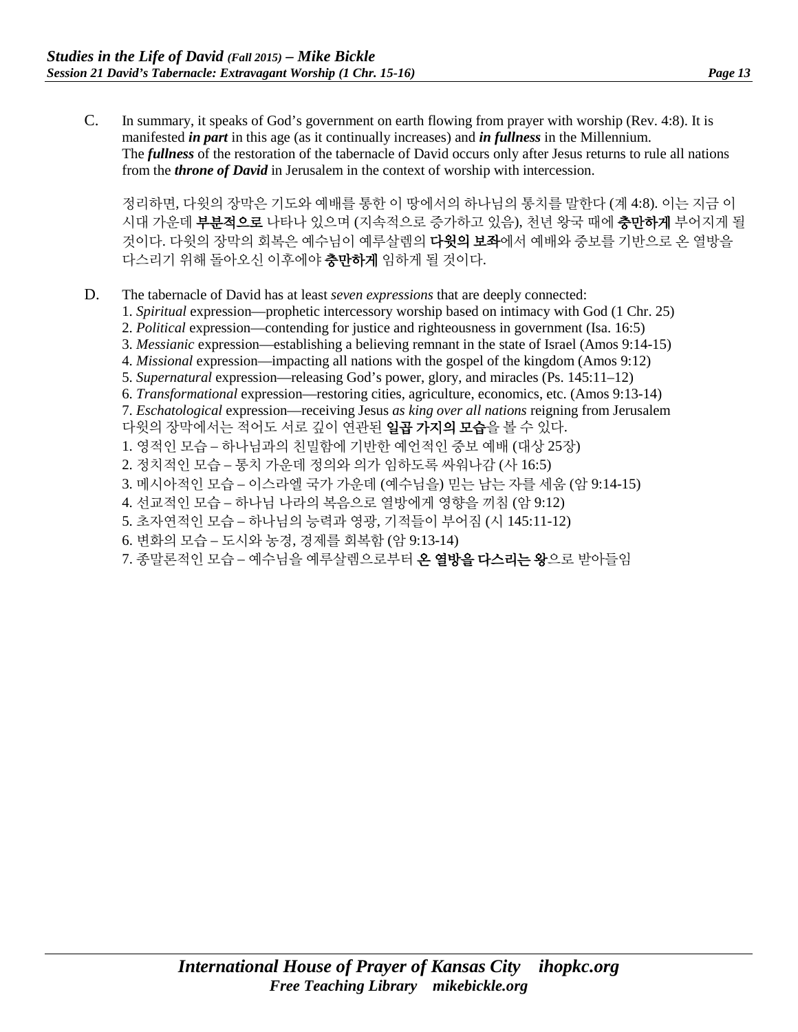C. In summary, it speaks of God's government on earth flowing from prayer with worship (Rev. 4:8). It is manifested ***in part*** in this age (as it continually increases) and ***in fullness*** in the Millennium. The ***fullness*** of the restoration of the tabernacle of David occurs only after Jesus returns to rule all nations from the ***throne of David*** in Jerusalem in the context of worship with intercession.

정리하면, 다윗의 장막은 기도와 예배를 통한 이 땅에서의 하나님의 통치를 말한다 (계 4:8). 이는 지금 이 시대 가운데 **부분적으로** 나타나 있으며 (지속적으로 증가하고 있음), 천년 왕국 때에 **충만하게** 부어지게 될 것이다. 다윗의 장막의 회복은 예수님이 예루살렘의 **다윗의 보좌**에서 예배와 중보를 기반으로 온 열방을 다스리기 위해 돌아오신 이후에야 **충만하게** 임하게 될 것이다.

D. The tabernacle of David has at least *seven expressions* that are deeply connected:

1. *Spiritual* expression—prophetic intercessory worship based on intimacy with God (1 Chr. 25)
2. *Political* expression—contending for justice and righteousness in government (Isa. 16:5)
3. *Messianic* expression—establishing a believing remnant in the state of Israel (Amos 9:14-15)
4. *Missional* expression—impacting all nations with the gospel of the kingdom (Amos 9:12)
5. *Supernatural* expression—releasing God's power, glory, and miracles (Ps. 145:11–12)
6. *Transformational* expression—restoring cities, agriculture, economics, etc. (Amos 9:13-14)
7. *Eschatological* expression—receiving Jesus *as king over all nations* reigning from Jerusalem

다윗의 장막에서는 적어도 서로 깊이 연관된 **일곱 가지의 모습**을 볼 수 있다.

1. 영적인 모습 – 하나님과의 친밀함에 기반한 예언적인 중보 예배 (대상 25장)
2. 정치적인 모습 – 통치 가운데 정의와 의가 임하도록 싸워나감 (사 16:5)
3. 메시아적인 모습 – 이스라엘 국가 가운데 (예수님을) 믿는 남는 자를 세움 (암 9:14-15)
4. 선교적인 모습 – 하나님 나라의 복음으로 열방에게 영향을 끼침 (암 9:12)
5. 초자연적인 모습 – 하나님의 능력과 영광, 기적들이 부어짐 (시 145:11-12)
6. 변화의 모습 – 도시와 농경, 경제를 회복함 (암 9:13-14)
7. 종말론적인 모습 – 예수님을 예루살렘으로부터 **온 열방을 다스리는 왕**으로 받아들임